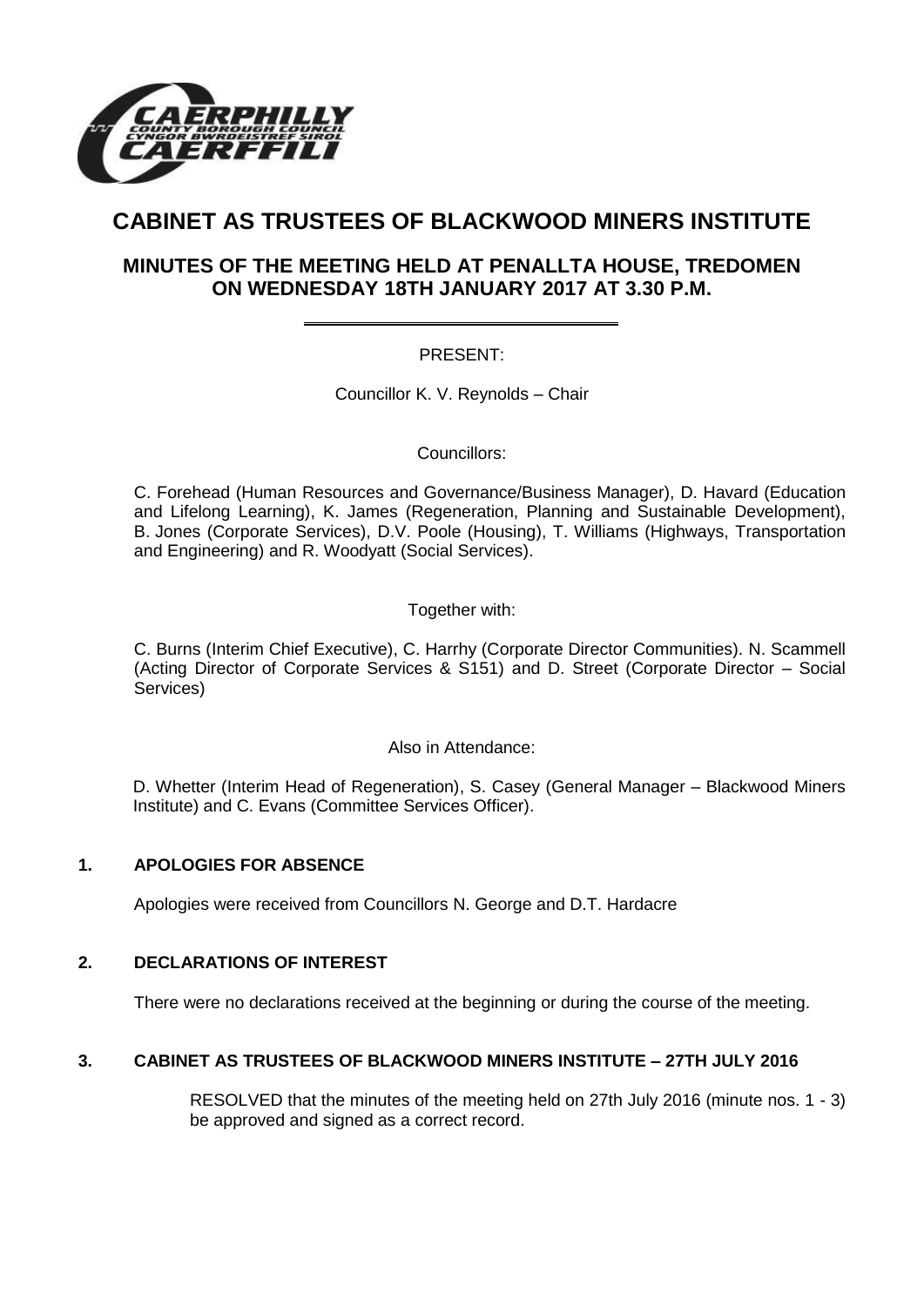# CABINET AS TRUSTEES OF BLACKWOOD MINERS INSTITUTE

## MINUTES OF THE MEETING HELD AT PENALLTA HOUSE, TREDOMEN ON WEDNESDAY 18TH JANUARY 2017 AT 3.30 P.M.

PRESENT:

Councillor K. V. Reynolds – Chair

Councillors:

C. Forehead (Human Resources and Governance/Business Manager), D. Havard (Education and Lifelong Learning), K. James (Regeneration, Planning and Sustainable Development), B. Jones (Corporate Services), D.V. Poole (Housing), T. Williams (Highways, Transportation and Engineering) and R. Woodyatt (Social Services).

Together with:

C. Burns (Interim Chief Executive), C. Harrhy (Corporate Director Communities). N. Scammell (Acting Director of Corporate Services & S151) and D. Street (Corporate Director – Social Services)

Also in Attendance:

D. Whetter (Interim Head of Regeneration), S. Casey (General Manager – Blackwood Miners Institute) and C. Evans (Committee Services Officer).

### 1. APOLOGIES FOR ABSENCE

Apologies were received from Councillors N. George and D.T. Hardacre

### 2. DECLARATIONS OF INTEREST

There were no declarations received at the beginning or during the course of the meeting.

### 3. CABINET AS TRUSTEES OF BLACKWOOD MINERS INSTITUTE – 27TH JULY 2016

RESOLVED that the minutes of the meeting held on 27th July 2016 (minute nos. 1 - 3) be approved and signed as a correct record.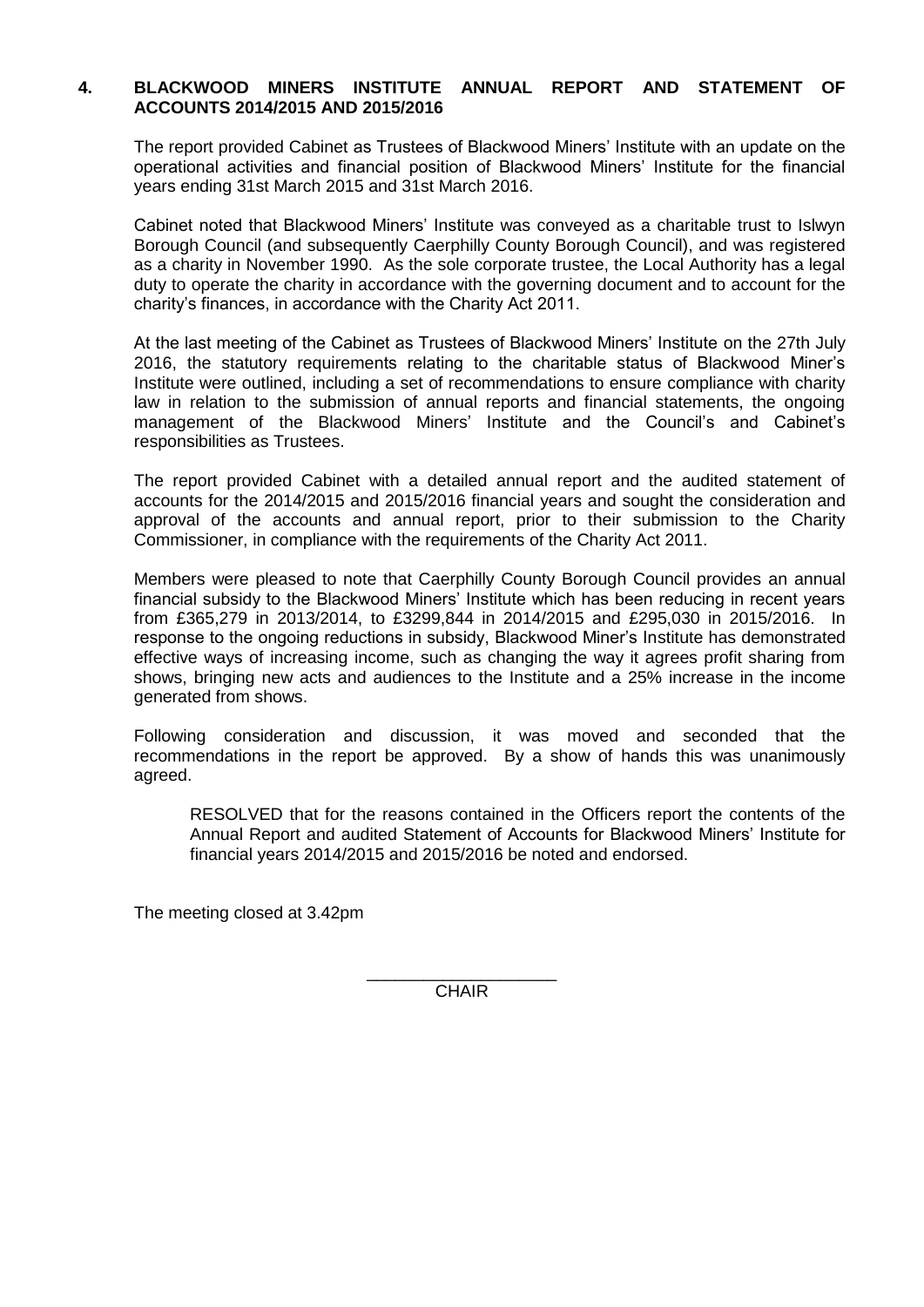## 4. BLACKWOOD MINERS INSTITUTE ANNUAL REPORT AND STATEMENT OF ACCOUNTS 2014/2015 AND 2015/2016

The report provided Cabinet as Trustees of Blackwood Miners' Institute with an update on the operational activities and financial position of Blackwood Miners' Institute for the financial years ending 31st March 2015 and 31st March 2016.

Cabinet noted that Blackwood Miners' Institute was conveyed as a charitable trust to Islwyn Borough Council (and subsequently Caerphilly County Borough Council), and was registered as a charity in November 1990. As the sole corporate trustee, the Local Authority has a legal duty to operate the charity in accordance with the governing document and to account for the charity's finances, in accordance with the Charity Act 2011.

At the last meeting of the Cabinet as Trustees of Blackwood Miners' Institute on the 27th July 2016, the statutory requirements relating to the charitable status of Blackwood Miner's Institute were outlined, including a set of recommendations to ensure compliance with charity law in relation to the submission of annual reports and financial statements, the ongoing management of the Blackwood Miners' Institute and the Council's and Cabinet's responsibilities as Trustees.

The report provided Cabinet with a detailed annual report and the audited statement of accounts for the 2014/2015 and 2015/2016 financial years and sought the consideration and approval of the accounts and annual report, prior to their submission to the Charity Commissioner, in compliance with the requirements of the Charity Act 2011.

Members were pleased to note that Caerphilly County Borough Council provides an annual financial subsidy to the Blackwood Miners' Institute which has been reducing in recent years from £365,279 in 2013/2014, to £3299,844 in 2014/2015 and £295,030 in 2015/2016. In response to the ongoing reductions in subsidy, Blackwood Miner's Institute has demonstrated effective ways of increasing income, such as changing the way it agrees profit sharing from shows, bringing new acts and audiences to the Institute and a 25% increase in the income generated from shows.

Following consideration and discussion, it was moved and seconded that the recommendations in the report be approved. By a show of hands this was unanimously agreed.

> RESOLVED that for the reasons contained in the Officers report the contents of the Annual Report and audited Statement of Accounts for Blackwood Miners' Institute for financial years 2014/2015 and 2015/2016 be noted and endorsed.

The meeting closed at 3.42pm

\_\_\_\_\_\_\_\_\_\_\_\_\_\_\_\_\_\_\_\_

CHAIR